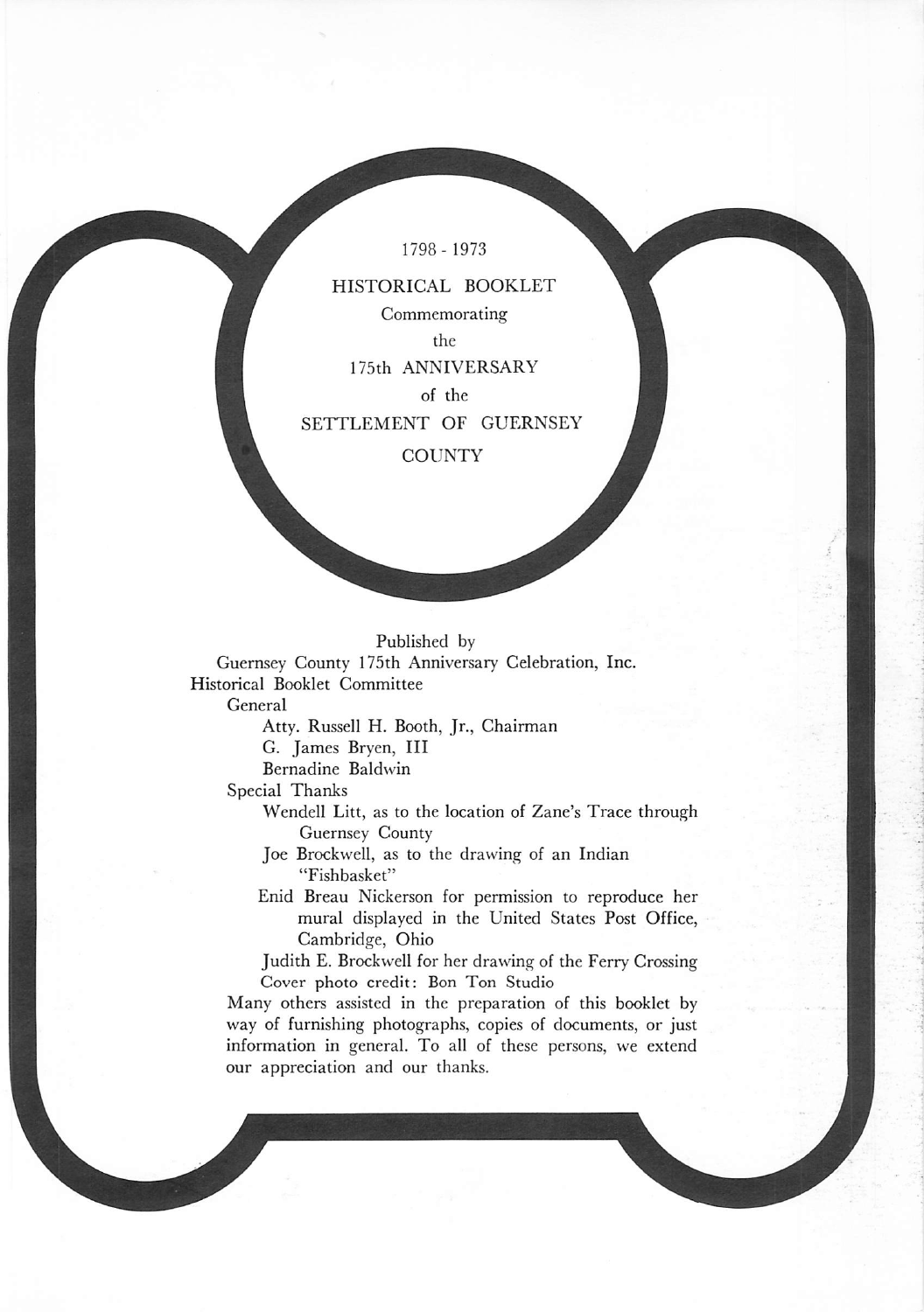1798 - 1973

# HISTORICAL BOOKLET

Commemorating

the

## 175th ANNIVERSARY

of the

## SETTLEMENT OF GUERNSEY COUNTY

Published by

Guernsey County 175th Anniversary Celebration, Inc.

Historical Booklet Committee

General

- Atty. Russell H. Booth, Jr., Chairman
- G. James Bryen, III
- Bernadine Baldwin

Special Thanks

- Wendell Litt, as to the location of Zane's Trace through Guernsey County
- Joe Brockwell, as to the drawing of an Indian "Fishbasket"
- Enid Breau Nickerson for permission to reproduce her mural displayed in the United States Post Office, Cambridge, Ohio
- Judith E. Brockwell for her drawing of the Ferry Crossing
- Cover photo credit: Bon Ton Studio

Many others assisted in the preparation of this booklet by way of furnishing photographs, copies of documents, or just information in general. To all of these persons, we extend our appreciation and our thanks.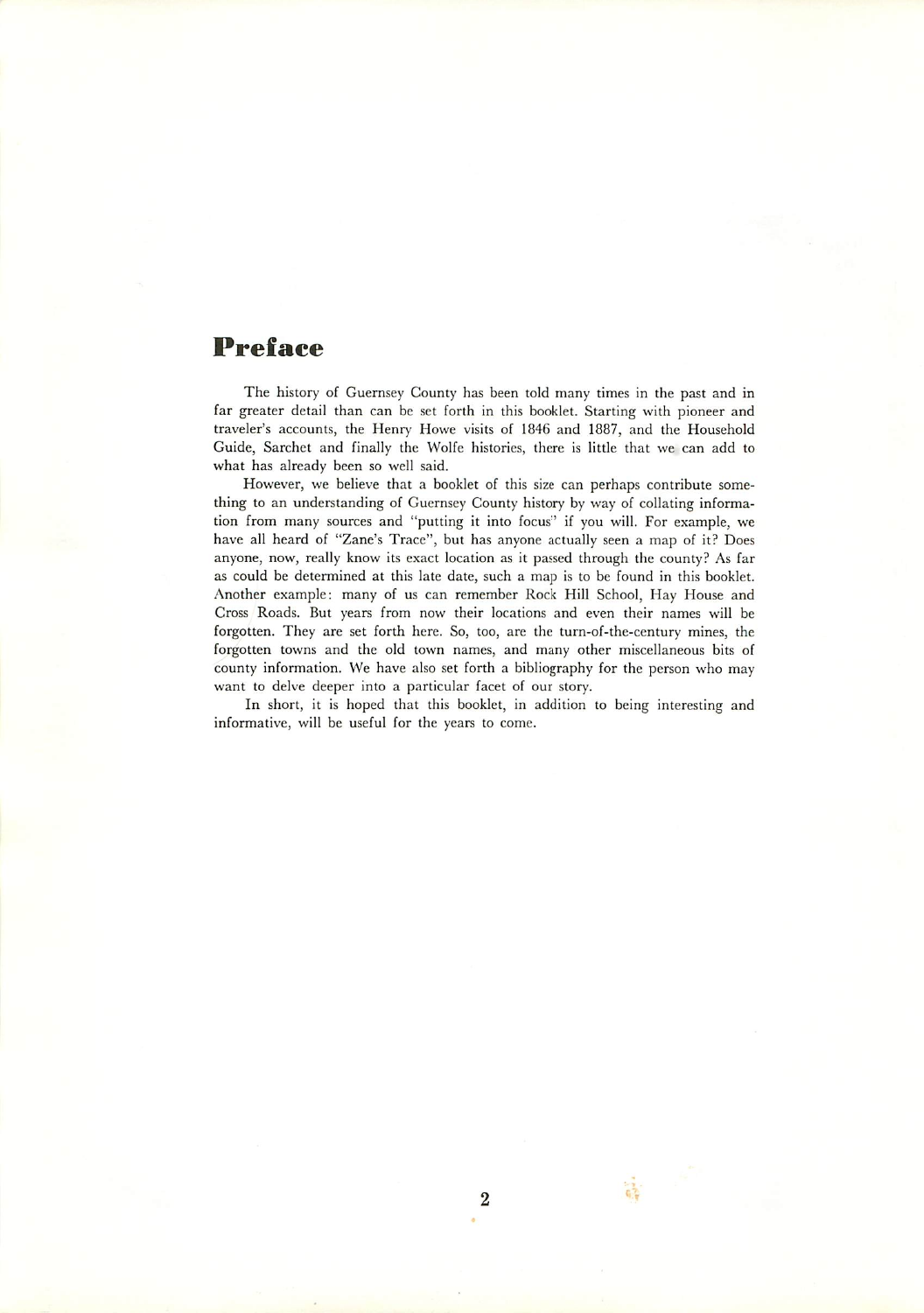# Preface

The history of Guernsey County has been told many times in the past and in far greater detail than can be set forth in this booklet. Starting with pioneer and traveler's accounts, the Henry Howe visits of 1846 and 1887, and the Household Guide, Sarchet and finally the Wolfe histories, there is little that we can add to what has already been so well said.

However, we believe that a booklet of this size can perhaps contribute something to an understanding of Guernsey County history by way of collating information from many sources and "putting it into focus" if you will. For example, we have all heard of "Zane's Trace", but has anyone actually seen a map of it? Does anyone, now, really know its exact location as it passed through the county? As far as could be determined at this late date, such a map is to be found in this booklet. Another example: many of us can remember Rock Hill School, Hay House and Cross Roads. But years from now their locations and even their names will be forgotten. They are set forth here. So, too, are the turn-of-the-century mines, the forgotten towns and the old town names, and many other miscellaneous bits of county information. We have also set forth a bibliography for the person who may want to delve deeper into a particular facet of our story.

In short, it is hoped that this booklet, in addition to being interesting and informative, will be useful for the years to come.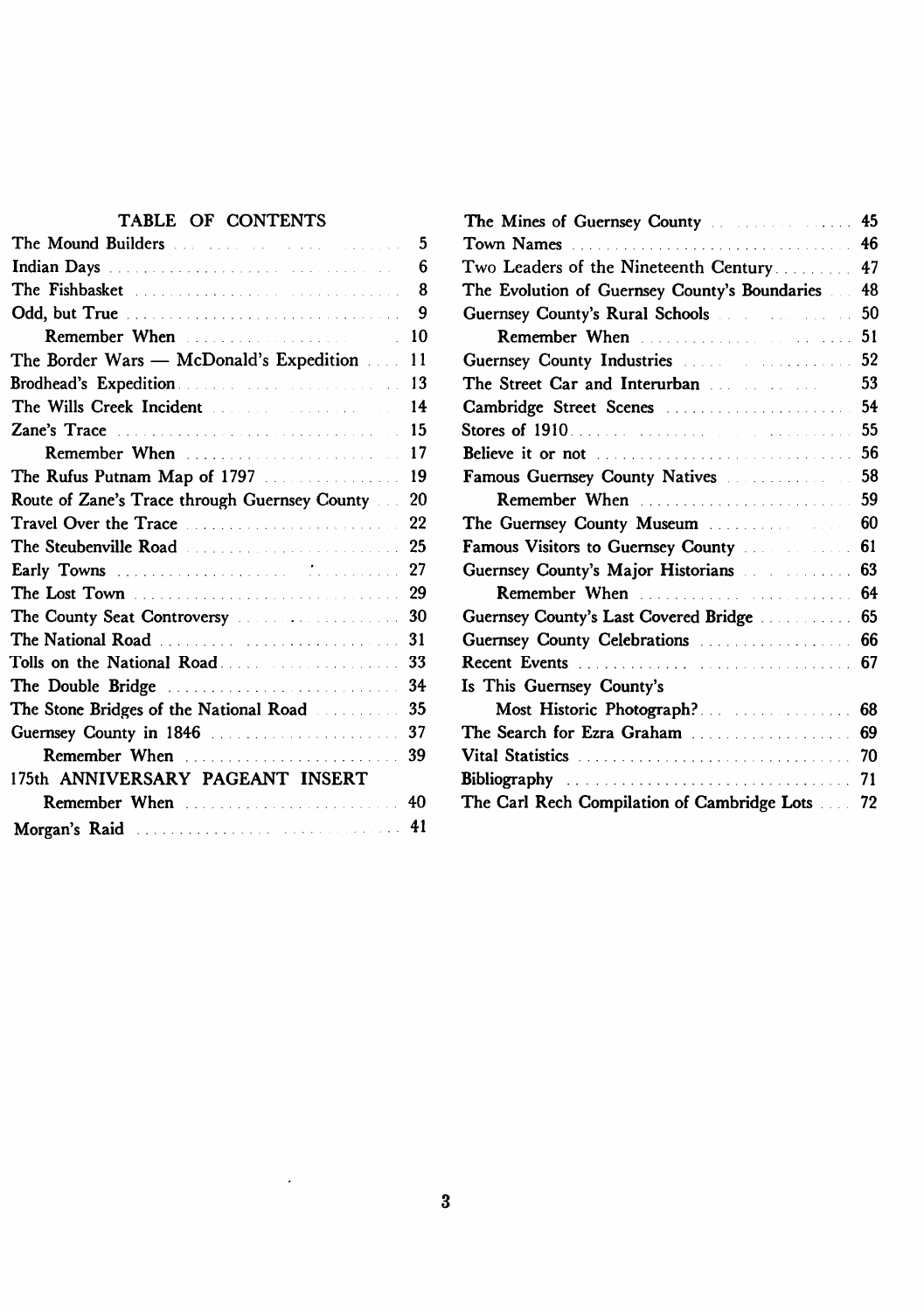## TABLE OF CONTENTS

| | |
|---|---|
| The Mound Builders | 5 |
| Indian Days | 6 |
| The Fishbasket | 8 |
| Odd, but True | 9 |
| Remember When | 10 |
| The Border Wars — McDonald's Expedition | 11 |
| Brodhead's Expedition | 13 |
| The Wills Creek Incident | 14 |
| Zane's Trace | 15 |
| Remember When | 17 |
| The Rufus Putnam Map of 1797 | 19 |
| Route of Zane's Trace through Guernsey County | 20 |
| Travel Over the Trace | 22 |
| The Steubenville Road | 25 |
| Early Towns | 27 |
| The Lost Town | 29 |
| The County Seat Controversy | 30 |
| The National Road | 31 |
| Tolls on the National Road | 33 |
| The Double Bridge | 34 |
| The Stone Bridges of the National Road | 35 |
| Guernsey County in 1846 | 37 |
| Remember When | 39 |
| 175th ANNIVERSARY PAGEANT INSERT | |
| Remember When | 40 |
| Morgan's Raid | 41 |
| The Mines of Guernsey County | 45 |
| Town Names | 46 |
| Two Leaders of the Nineteenth Century | 47 |
| The Evolution of Guernsey County's Boundaries | 48 |
| Guernsey County's Rural Schools | 50 |
| Remember When | 51 |
| Guernsey County Industries | 52 |
| The Street Car and Interurban | 53 |
| Cambridge Street Scenes | 54 |
| Stores of 1910 | 55 |
| Believe it or not | 56 |
| Famous Guernsey County Natives | 58 |
| Remember When | 59 |
| The Guernsey County Museum | 60 |
| Famous Visitors to Guernsey County | 61 |
| Guernsey County's Major Historians | 63 |
| Remember When | 64 |
| Guernsey County's Last Covered Bridge | 65 |
| Guernsey County Celebrations | 66 |
| Recent Events | 67 |
| Is This Guernsey County's Most Historic Photograph? | 68 |
| The Search for Ezra Graham | 69 |
| Vital Statistics | 70 |
| Bibliography | 71 |
| The Carl Rech Compilation of Cambridge Lots | 72 |